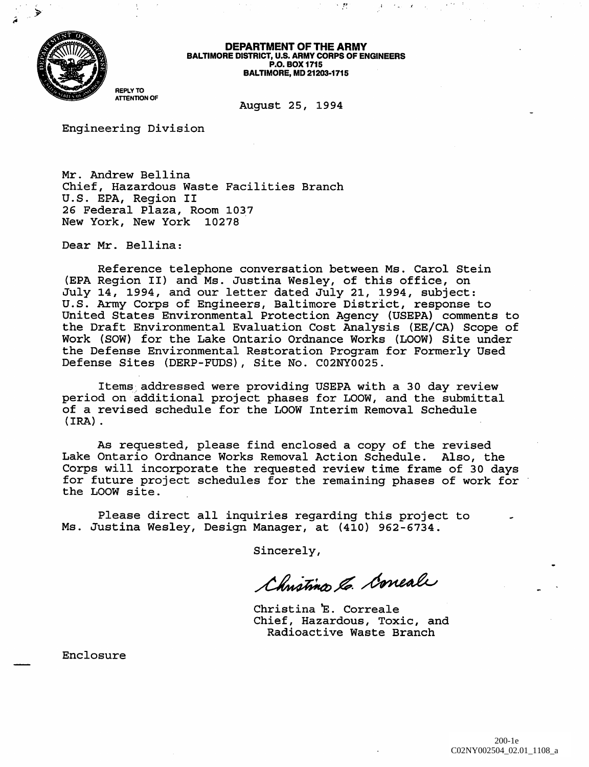**DEPARTMENT OF THE ARMY**
**BALTIMORE DISTRICT, U.S. ARMY CORPS OF ENGINEERS**
**P.O. BOX 1715**
**BALTIMORE, MD 21203-1715**

REPLY TO
ATTENTION OF

August 25, 1994

Engineering Division

Mr. Andrew Bellina
Chief, Hazardous Waste Facilities Branch
U.S. EPA, Region II
26 Federal Plaza, Room 1037
New York, New York 10278

Dear Mr. Bellina:

Reference telephone conversation between Ms. Carol Stein (EPA Region II) and Ms. Justina Wesley, of this office, on July 14, 1994, and our letter dated July 21, 1994, subject: U.S. Army Corps of Engineers, Baltimore District, response to United States Environmental Protection Agency (USEPA) comments to the Draft Environmental Evaluation Cost Analysis (EE/CA) Scope of Work (SOW) for the Lake Ontario Ordnance Works (LOOW) Site under the Defense Environmental Restoration Program for Formerly Used Defense Sites (DERP-FUDS), Site No. C02NY0025.

Items addressed were providing USEPA with a 30 day review period on additional project phases for LOOW, and the submittal of a revised schedule for the LOOW Interim Removal Schedule (IRA).

As requested, please find enclosed a copy of the revised Lake Ontario Ordnance Works Removal Action Schedule. Also, the Corps will incorporate the requested review time frame of 30 days for future project schedules for the remaining phases of work for the LOOW site.

Please direct all inquiries regarding this project to Ms. Justina Wesley, Design Manager, at (410) 962-6734.

Sincerely,

Christina E. Correale

Christina E. Correale
Chief, Hazardous, Toxic, and
Radioactive Waste Branch

Enclosure

200-1e
C02NY002504_02.01_1108_a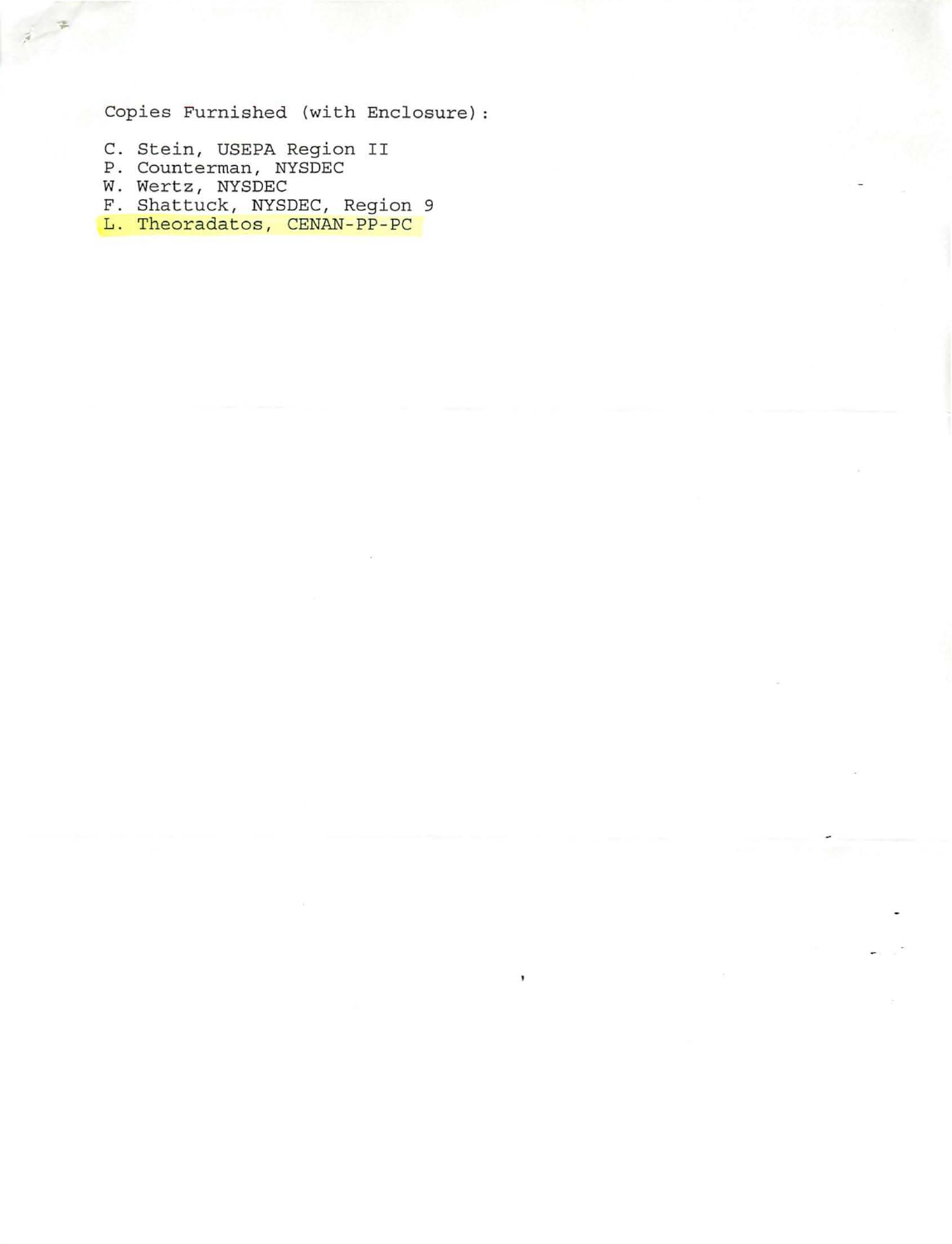Copies Furnished (with Enclosure):

C. Stein, USEPA Region II
P. Counterman, NYSDEC
W. Wertz, NYSDEC
F. Shattuck, NYSDEC, Region 9
L. Theoradatos, CENAN-PP-PC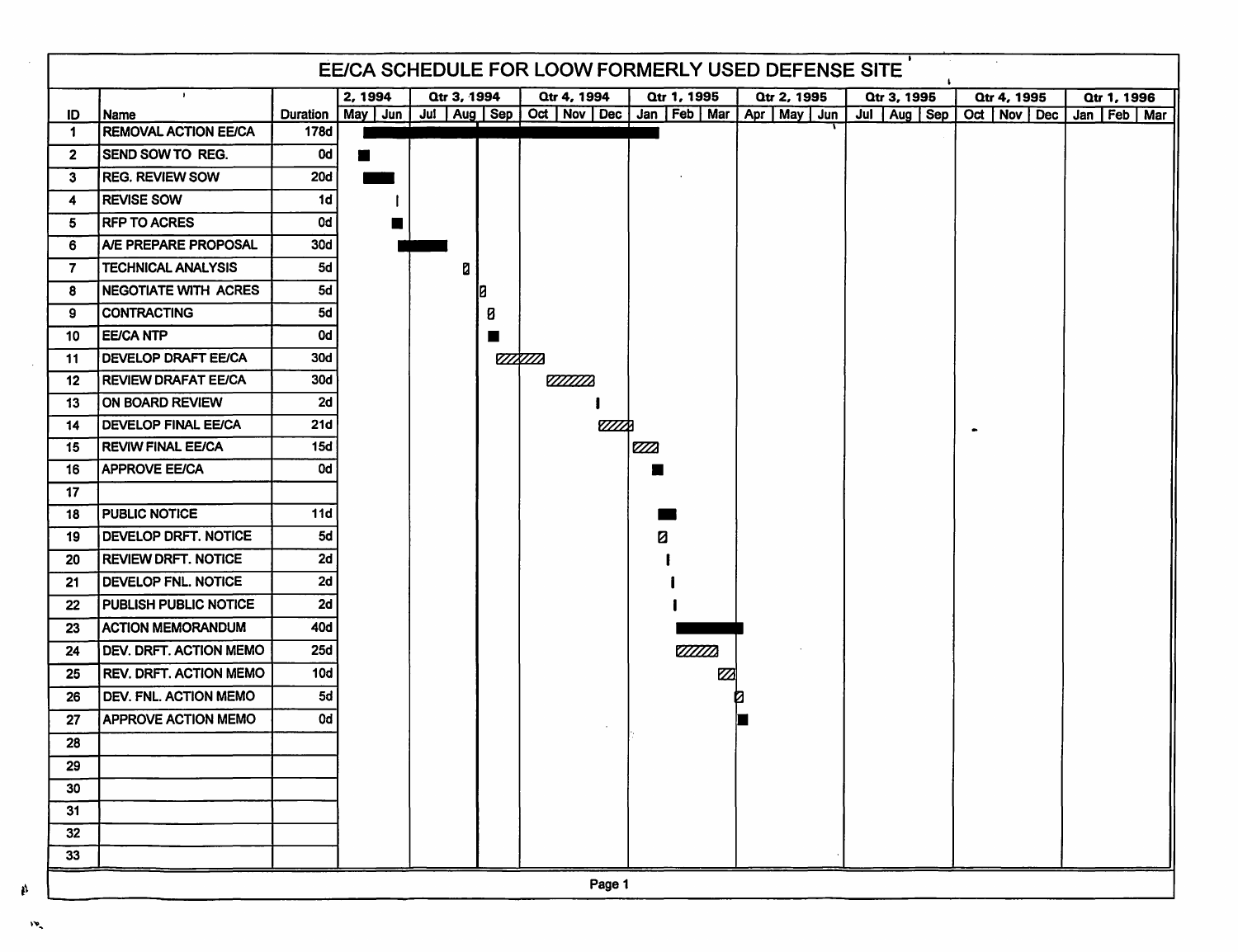# EE/CA SCHEDULE FOR LOOW FORMERLY USED DEFENSE SITE

| ID | Name | Duration |
|---|---|---|
| 1 | REMOVAL ACTION EE/CA | 178d |
| 2 | SEND SOW TO REG. | 0d |
| 3 | REG. REVIEW SOW | 20d |
| 4 | REVISE SOW | 1d |
| 5 | RFP TO ACRES | 0d |
| 6 | A/E PREPARE PROPOSAL | 30d |
| 7 | TECHNICAL ANALYSIS | 5d |
| 8 | NEGOTIATE WITH ACRES | 5d |
| 9 | CONTRACTING | 5d |
| 10 | EE/CA NTP | 0d |
| 11 | DEVELOP DRAFT EE/CA | 30d |
| 12 | REVIEW DRAFAT EE/CA | 30d |
| 13 | ON BOARD REVIEW | 2d |
| 14 | DEVELOP FINAL EE/CA | 21d |
| 15 | REVIW FINAL EE/CA | 15d |
| 16 | APPROVE EE/CA | 0d |
| 17 | | |
| 18 | PUBLIC NOTICE | 11d |
| 19 | DEVELOP DRFT. NOTICE | 5d |
| 20 | REVIEW DRFT. NOTICE | 2d |
| 21 | DEVELOP FNL. NOTICE | 2d |
| 22 | PUBLISH PUBLIC NOTICE | 2d |
| 23 | ACTION MEMORANDUM | 40d |
| 24 | DEV. DRFT. ACTION MEMO | 25d |
| 25 | REV. DRFT. ACTION MEMO | 10d |
| 26 | DEV. FNL. ACTION MEMO | 5d |
| 27 | APPROVE ACTION MEMO | 0d |
| 28 | | |
| 29 | | |
| 30 | | |
| 31 | | |
| 32 | | |
| 33 | | |

2, 1994: May Jun
Qtr 3, 1994: Jul Aug Sep
Qtr 4, 1994: Oct Nov Dec
Qtr 1, 1995: Jan Feb Mar
Qtr 2, 1995: Apr May Jun
Qtr 3, 1995: Jul Aug Sep
Qtr 4, 1995: Oct Nov Dec
Qtr 1, 1996: Jan Feb Mar